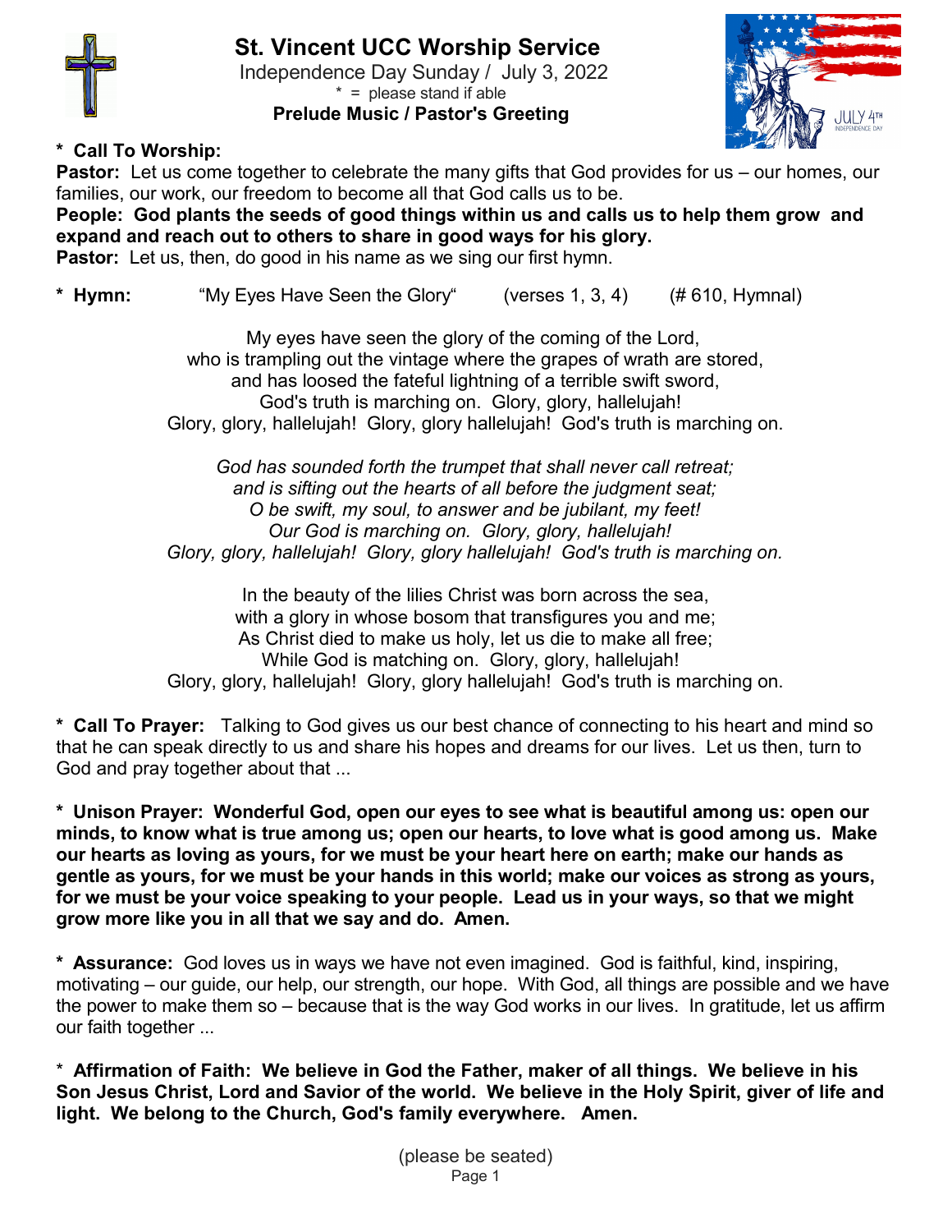# St. Vincent UCC Worship Service

Independence Day Sunday / July 3, 2022

\* = please stand if able

**Prelude Music / Pastor's Greeting**

**\* Call To Worship:**

**Pastor:** Let us come together to celebrate the many gifts that God provides for us – our homes, our families, our work, our freedom to become all that God calls us to be.

**People: God plants the seeds of good things within us and calls us to help them grow and expand and reach out to others to share in good ways for his glory.**

**Pastor:** Let us, then, do good in his name as we sing our first hymn.

**\* Hymn:** "My Eyes Have Seen the Glory" (verses 1, 3, 4) (# 610, Hymnal)

My eyes have seen the glory of the coming of the Lord,
who is trampling out the vintage where the grapes of wrath are stored,
and has loosed the fateful lightning of a terrible swift sword,
God's truth is marching on. Glory, glory, hallelujah!
Glory, glory, hallelujah! Glory, glory hallelujah! God's truth is marching on.

*God has sounded forth the trumpet that shall never call retreat;
and is sifting out the hearts of all before the judgment seat;
O be swift, my soul, to answer and be jubilant, my feet!
Our God is marching on. Glory, glory, hallelujah!
Glory, glory, hallelujah! Glory, glory hallelujah! God's truth is marching on.*

In the beauty of the lilies Christ was born across the sea,
with a glory in whose bosom that transfigures you and me;
As Christ died to make us holy, let us die to make all free;
While God is matching on. Glory, glory, hallelujah!
Glory, glory, hallelujah! Glory, glory hallelujah! God's truth is marching on.

**\* Call To Prayer:** Talking to God gives us our best chance of connecting to his heart and mind so that he can speak directly to us and share his hopes and dreams for our lives. Let us then, turn to God and pray together about that ...

**\* Unison Prayer: Wonderful God, open our eyes to see what is beautiful among us: open our minds, to know what is true among us; open our hearts, to love what is good among us. Make our hearts as loving as yours, for we must be your heart here on earth; make our hands as gentle as yours, for we must be your hands in this world; make our voices as strong as yours, for we must be your voice speaking to your people. Lead us in your ways, so that we might grow more like you in all that we say and do. Amen.**

**\* Assurance:** God loves us in ways we have not even imagined. God is faithful, kind, inspiring, motivating – our guide, our help, our strength, our hope. With God, all things are possible and we have the power to make them so – because that is the way God works in our lives. In gratitude, let us affirm our faith together ...

\* **Affirmation of Faith: We believe in God the Father, maker of all things. We believe in his Son Jesus Christ, Lord and Savior of the world. We believe in the Holy Spirit, giver of life and light. We belong to the Church, God's family everywhere. Amen.**

(please be seated)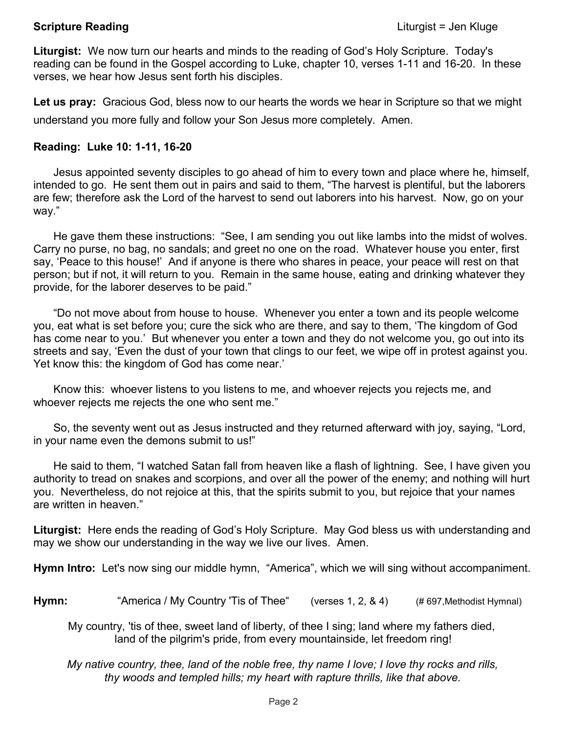**Scripture Reading** Liturgist = Jen Kluge

**Liturgist:** We now turn our hearts and minds to the reading of God's Holy Scripture. Today's reading can be found in the Gospel according to Luke, chapter 10, verses 1-11 and 16-20. In these verses, we hear how Jesus sent forth his disciples.

**Let us pray:** Gracious God, bless now to our hearts the words we hear in Scripture so that we might understand you more fully and follow your Son Jesus more completely. Amen.

**Reading: Luke 10: 1-11, 16-20**

Jesus appointed seventy disciples to go ahead of him to every town and place where he, himself, intended to go. He sent them out in pairs and said to them, "The harvest is plentiful, but the laborers are few; therefore ask the Lord of the harvest to send out laborers into his harvest. Now, go on your way."

He gave them these instructions: "See, I am sending you out like lambs into the midst of wolves. Carry no purse, no bag, no sandals; and greet no one on the road. Whatever house you enter, first say, 'Peace to this house!' And if anyone is there who shares in peace, your peace will rest on that person; but if not, it will return to you. Remain in the same house, eating and drinking whatever they provide, for the laborer deserves to be paid."

"Do not move about from house to house. Whenever you enter a town and its people welcome you, eat what is set before you; cure the sick who are there, and say to them, 'The kingdom of God has come near to you.' But whenever you enter a town and they do not welcome you, go out into its streets and say, 'Even the dust of your town that clings to our feet, we wipe off in protest against you. Yet know this: the kingdom of God has come near.'

Know this: whoever listens to you listens to me, and whoever rejects you rejects me, and whoever rejects me rejects the one who sent me."

So, the seventy went out as Jesus instructed and they returned afterward with joy, saying, "Lord, in your name even the demons submit to us!"

He said to them, "I watched Satan fall from heaven like a flash of lightning. See, I have given you authority to tread on snakes and scorpions, and over all the power of the enemy; and nothing will hurt you. Nevertheless, do not rejoice at this, that the spirits submit to you, but rejoice that your names are written in heaven."

**Liturgist:** Here ends the reading of God's Holy Scripture. May God bless us with understanding and may we show our understanding in the way we live our lives. Amen.

**Hymn Intro:** Let's now sing our middle hymn, "America", which we will sing without accompaniment.

**Hymn:** "America / My Country 'Tis of Thee" (verses 1, 2, & 4) (# 697,Methodist Hymnal)

My country, 'tis of thee, sweet land of liberty, of thee I sing; land where my fathers died, land of the pilgrim's pride, from every mountainside, let freedom ring!

*My native country, thee, land of the noble free, thy name I love; I love thy rocks and rills, thy woods and templed hills; my heart with rapture thrills, like that above.*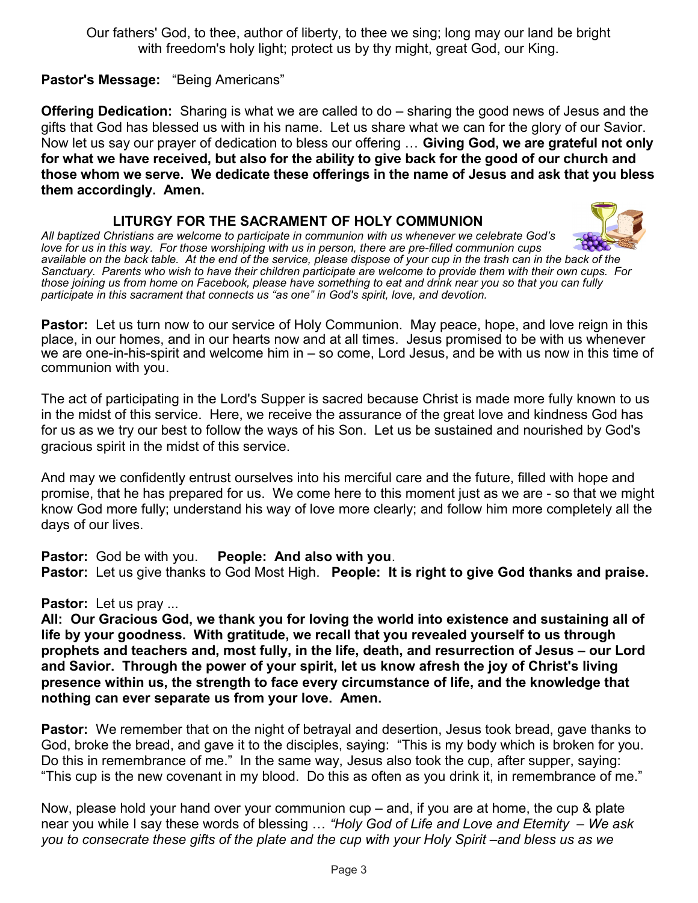Our fathers' God, to thee, author of liberty, to thee we sing; long may our land be bright with freedom's holy light; protect us by thy might, great God, our King.

**Pastor's Message:** "Being Americans"

**Offering Dedication:** Sharing is what we are called to do – sharing the good news of Jesus and the gifts that God has blessed us with in his name. Let us share what we can for the glory of our Savior. Now let us say our prayer of dedication to bless our offering … **Giving God, we are grateful not only for what we have received, but also for the ability to give back for the good of our church and those whom we serve. We dedicate these offerings in the name of Jesus and ask that you bless them accordingly. Amen.**

## LITURGY FOR THE SACRAMENT OF HOLY COMMUNION

*All baptized Christians are welcome to participate in communion with us whenever we celebrate God's love for us in this way. For those worshiping with us in person, there are pre-filled communion cups available on the back table. At the end of the service, please dispose of your cup in the trash can in the back of the Sanctuary. Parents who wish to have their children participate are welcome to provide them with their own cups. For those joining us from home on Facebook, please have something to eat and drink near you so that you can fully participate in this sacrament that connects us "as one" in God's spirit, love, and devotion.*

**Pastor:** Let us turn now to our service of Holy Communion. May peace, hope, and love reign in this place, in our homes, and in our hearts now and at all times. Jesus promised to be with us whenever we are one-in-his-spirit and welcome him in – so come, Lord Jesus, and be with us now in this time of communion with you.

The act of participating in the Lord's Supper is sacred because Christ is made more fully known to us in the midst of this service. Here, we receive the assurance of the great love and kindness God has for us as we try our best to follow the ways of his Son. Let us be sustained and nourished by God's gracious spirit in the midst of this service.

And may we confidently entrust ourselves into his merciful care and the future, filled with hope and promise, that he has prepared for us. We come here to this moment just as we are - so that we might know God more fully; understand his way of love more clearly; and follow him more completely all the days of our lives.

**Pastor:** God be with you. **People: And also with you**.
**Pastor:** Let us give thanks to God Most High. **People: It is right to give God thanks and praise.**

**Pastor:** Let us pray ...
**All: Our Gracious God, we thank you for loving the world into existence and sustaining all of life by your goodness. With gratitude, we recall that you revealed yourself to us through prophets and teachers and, most fully, in the life, death, and resurrection of Jesus – our Lord and Savior. Through the power of your spirit, let us know afresh the joy of Christ's living presence within us, the strength to face every circumstance of life, and the knowledge that nothing can ever separate us from your love. Amen.**

**Pastor:** We remember that on the night of betrayal and desertion, Jesus took bread, gave thanks to God, broke the bread, and gave it to the disciples, saying: "This is my body which is broken for you. Do this in remembrance of me." In the same way, Jesus also took the cup, after supper, saying: "This cup is the new covenant in my blood. Do this as often as you drink it, in remembrance of me."

Now, please hold your hand over your communion cup – and, if you are at home, the cup & plate near you while I say these words of blessing … *"Holy God of Life and Love and Eternity – We ask you to consecrate these gifts of the plate and the cup with your Holy Spirit –and bless us as we*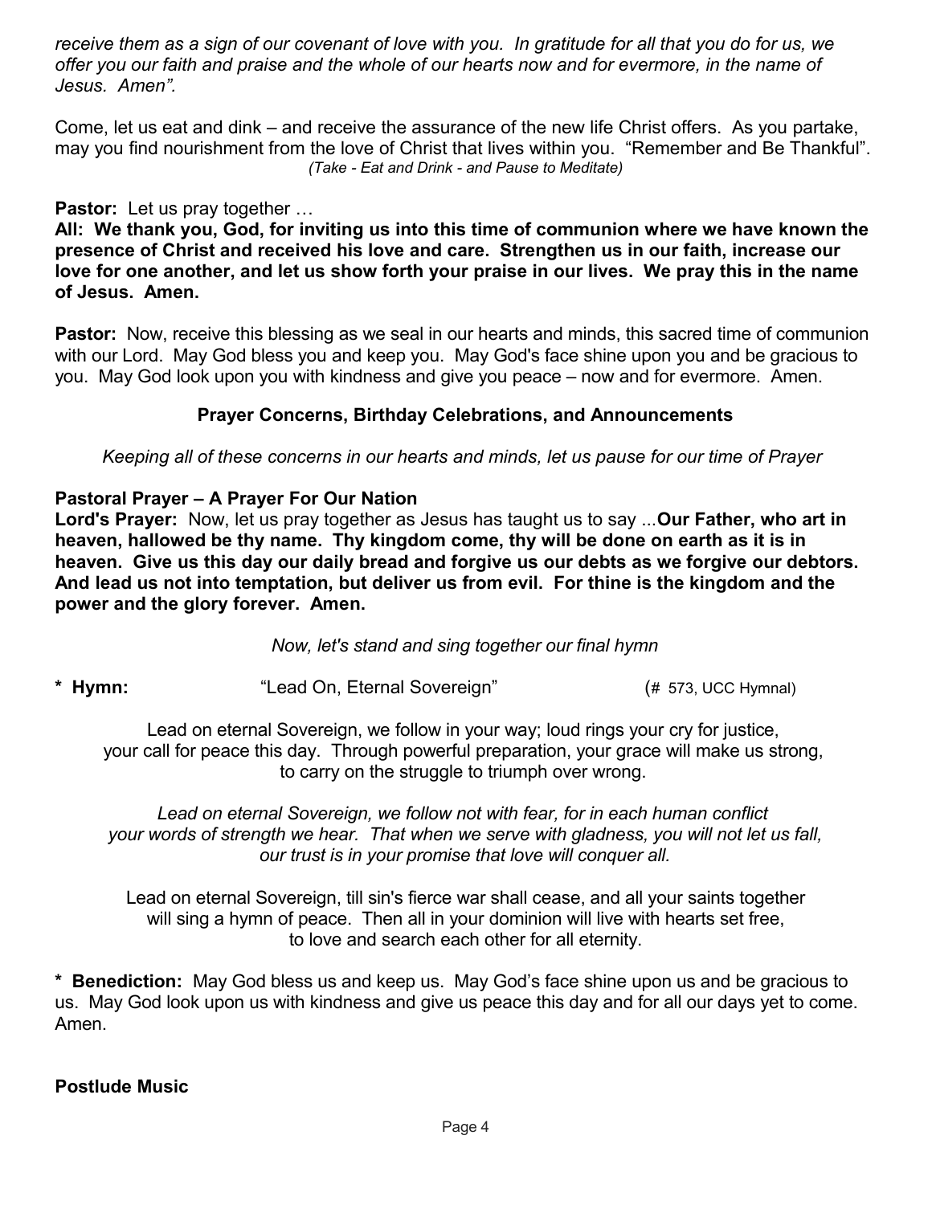*receive them as a sign of our covenant of love with you. In gratitude for all that you do for us, we offer you our faith and praise and the whole of our hearts now and for evermore, in the name of Jesus. Amen".*

Come, let us eat and dink – and receive the assurance of the new life Christ offers. As you partake, may you find nourishment from the love of Christ that lives within you. "Remember and Be Thankful".

*(Take - Eat and Drink - and Pause to Meditate)*

**Pastor:** Let us pray together …

**All: We thank you, God, for inviting us into this time of communion where we have known the presence of Christ and received his love and care. Strengthen us in our faith, increase our love for one another, and let us show forth your praise in our lives. We pray this in the name of Jesus. Amen.**

**Pastor:** Now, receive this blessing as we seal in our hearts and minds, this sacred time of communion with our Lord. May God bless you and keep you. May God's face shine upon you and be gracious to you. May God look upon you with kindness and give you peace – now and for evermore. Amen.

**Prayer Concerns, Birthday Celebrations, and Announcements**

*Keeping all of these concerns in our hearts and minds, let us pause for our time of Prayer*

**Pastoral Prayer – A Prayer For Our Nation**

**Lord's Prayer:** Now, let us pray together as Jesus has taught us to say ...**Our Father, who art in heaven, hallowed be thy name. Thy kingdom come, thy will be done on earth as it is in heaven. Give us this day our daily bread and forgive us our debts as we forgive our debtors. And lead us not into temptation, but deliver us from evil. For thine is the kingdom and the power and the glory forever. Amen.**

*Now, let's stand and sing together our final hymn*

**\* Hymn:** "Lead On, Eternal Sovereign" (# 573, UCC Hymnal)

Lead on eternal Sovereign, we follow in your way; loud rings your cry for justice,
your call for peace this day. Through powerful preparation, your grace will make us strong,
to carry on the struggle to triumph over wrong.

*Lead on eternal Sovereign, we follow not with fear, for in each human conflict
your words of strength we hear. That when we serve with gladness, you will not let us fall,
our trust is in your promise that love will conquer all.*

Lead on eternal Sovereign, till sin's fierce war shall cease, and all your saints together
will sing a hymn of peace. Then all in your dominion will live with hearts set free,
to love and search each other for all eternity.

**\* Benediction:** May God bless us and keep us. May God's face shine upon us and be gracious to us. May God look upon us with kindness and give us peace this day and for all our days yet to come. Amen.

**Postlude Music**